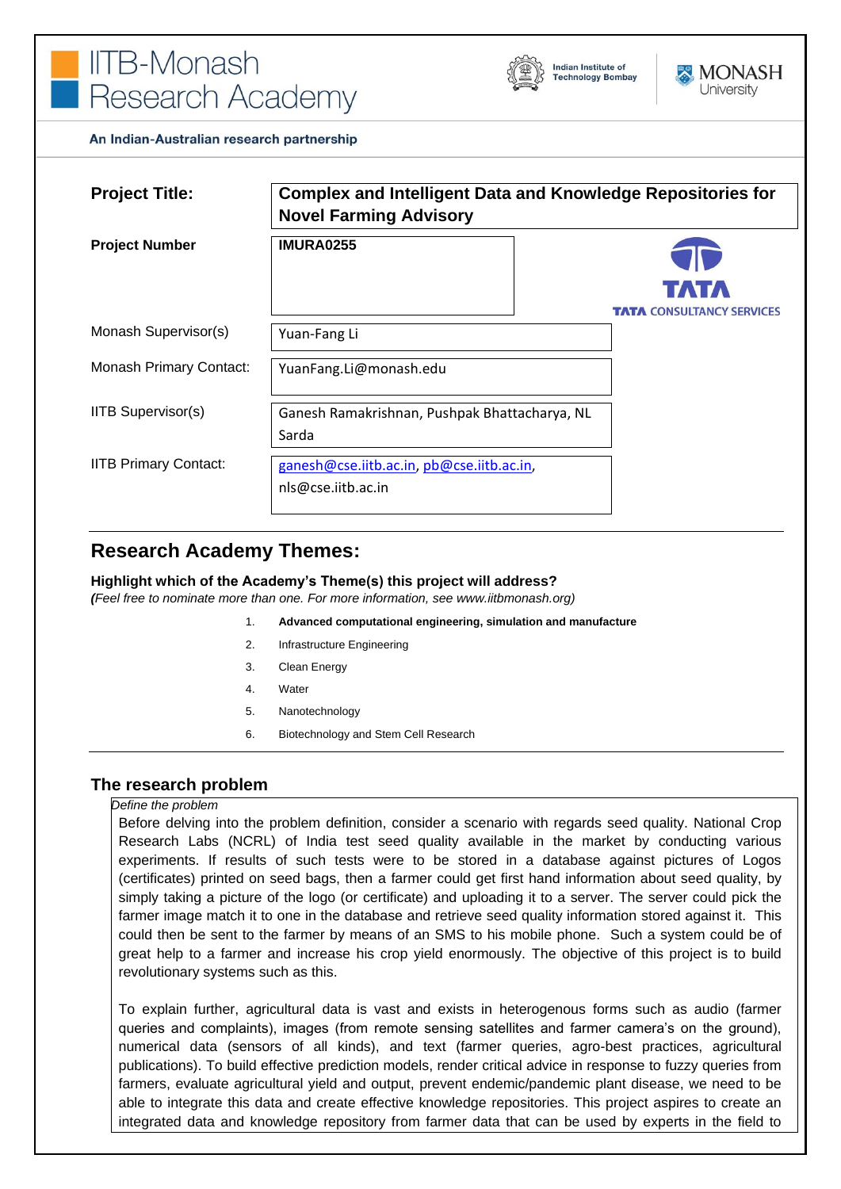# IITB-Monash Research Academy

Indian Institute of Technology Bombay | MONASH University

**An Indian-Australian research partnership**

| | |
|---|---|
| **Project Title:** | **Complex and Intelligent Data and Knowledge Repositories for Novel Farming Advisory** |
| **Project Number** | **IMURA0255** |
| Monash Supervisor(s) | Yuan-Fang Li |
| Monash Primary Contact: | YuanFang.Li@monash.edu |
| IITB Supervisor(s) | Ganesh Ramakrishnan, Pushpak Bhattacharya, NL Sarda |
| IITB Primary Contact: | ganesh@cse.iitb.ac.in, pb@cse.iitb.ac.in, nls@cse.iitb.ac.in |

TATA CONSULTANCY SERVICES

## Research Academy Themes:

**Highlight which of the Academy's Theme(s) this project will address?**

***(****Feel free to nominate more than one. For more information, see www.iitbmonash.org)*

1. **Advanced computational engineering, simulation and manufacture**
2. Infrastructure Engineering
3. Clean Energy
4. Water
5. Nanotechnology
6. Biotechnology and Stem Cell Research

## The research problem

*Define the problem*

Before delving into the problem definition, consider a scenario with regards seed quality. National Crop Research Labs (NCRL) of India test seed quality available in the market by conducting various experiments. If results of such tests were to be stored in a database against pictures of Logos (certificates) printed on seed bags, then a farmer could get first hand information about seed quality, by simply taking a picture of the logo (or certificate) and uploading it to a server. The server could pick the farmer image match it to one in the database and retrieve seed quality information stored against it. This could then be sent to the farmer by means of an SMS to his mobile phone. Such a system could be of great help to a farmer and increase his crop yield enormously. The objective of this project is to build revolutionary systems such as this.

To explain further, agricultural data is vast and exists in heterogenous forms such as audio (farmer queries and complaints), images (from remote sensing satellites and farmer camera's on the ground), numerical data (sensors of all kinds), and text (farmer queries, agro-best practices, agricultural publications). To build effective prediction models, render critical advice in response to fuzzy queries from farmers, evaluate agricultural yield and output, prevent endemic/pandemic plant disease, we need to be able to integrate this data and create effective knowledge repositories. This project aspires to create an integrated data and knowledge repository from farmer data that can be used by experts in the field to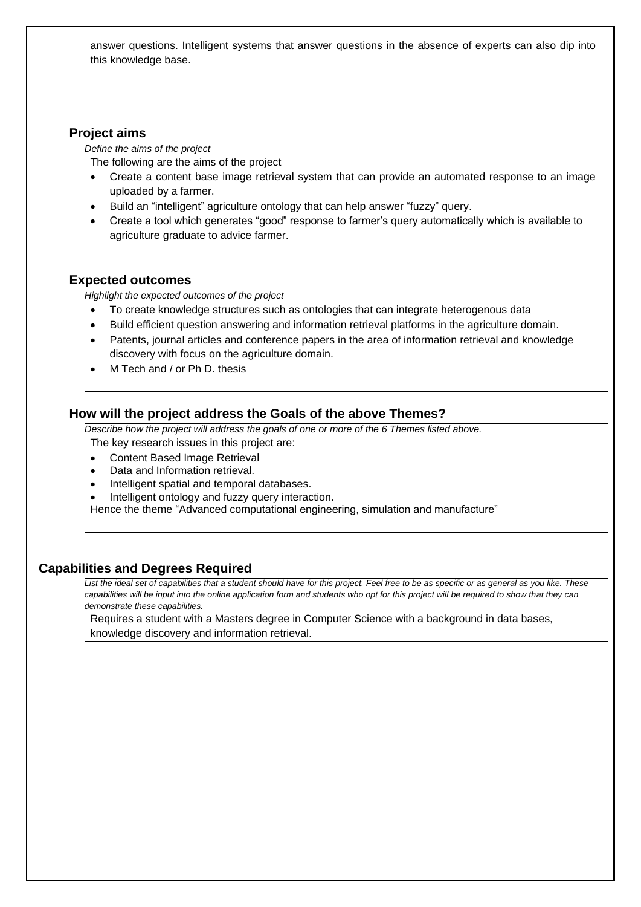answer questions. Intelligent systems that answer questions in the absence of experts can also dip into this knowledge base.

## Project aims

*Define the aims of the project*

The following are the aims of the project

- Create a content base image retrieval system that can provide an automated response to an image uploaded by a farmer.
- Build an "intelligent" agriculture ontology that can help answer "fuzzy" query.
- Create a tool which generates "good" response to farmer's query automatically which is available to agriculture graduate to advice farmer.

## Expected outcomes

*Highlight the expected outcomes of the project*

- To create knowledge structures such as ontologies that can integrate heterogenous data
- Build efficient question answering and information retrieval platforms in the agriculture domain.
- Patents, journal articles and conference papers in the area of information retrieval and knowledge discovery with focus on the agriculture domain.
- M Tech and / or Ph D. thesis

## How will the project address the Goals of the above Themes?

*Describe how the project will address the goals of one or more of the 6 Themes listed above.*

The key research issues in this project are:

- Content Based Image Retrieval
- Data and Information retrieval.
- Intelligent spatial and temporal databases.
- Intelligent ontology and fuzzy query interaction.

Hence the theme "Advanced computational engineering, simulation and manufacture"

## Capabilities and Degrees Required

*List the ideal set of capabilities that a student should have for this project. Feel free to be as specific or as general as you like. These capabilities will be input into the online application form and students who opt for this project will be required to show that they can demonstrate these capabilities.*

Requires a student with a Masters degree in Computer Science with a background in data bases, knowledge discovery and information retrieval.